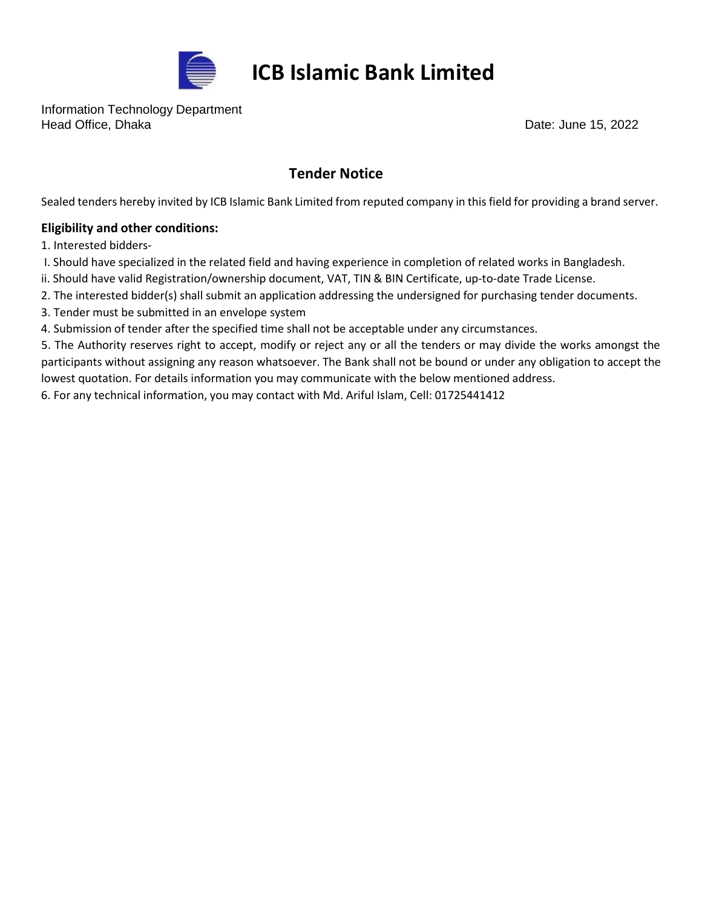# ICB Islamic Bank Limited

Information Technology Department
Head Office, Dhaka

Date: June 15, 2022

## Tender Notice

Sealed tenders hereby invited by ICB Islamic Bank Limited from reputed company in this field for providing a brand server.

**Eligibility and other conditions:**

1. Interested bidders-

 I. Should have specialized in the related field and having experience in completion of related works in Bangladesh.

 ii. Should have valid Registration/ownership document, VAT, TIN & BIN Certificate, up-to-date Trade License.

2. The interested bidder(s) shall submit an application addressing the undersigned for purchasing tender documents.
3. Tender must be submitted in an envelope system
4. Submission of tender after the specified time shall not be acceptable under any circumstances.
5. The Authority reserves right to accept, modify or reject any or all the tenders or may divide the works amongst the participants without assigning any reason whatsoever. The Bank shall not be bound or under any obligation to accept the lowest quotation. For details information you may communicate with the below mentioned address.
6. For any technical information, you may contact with Md. Ariful Islam, Cell: 01725441412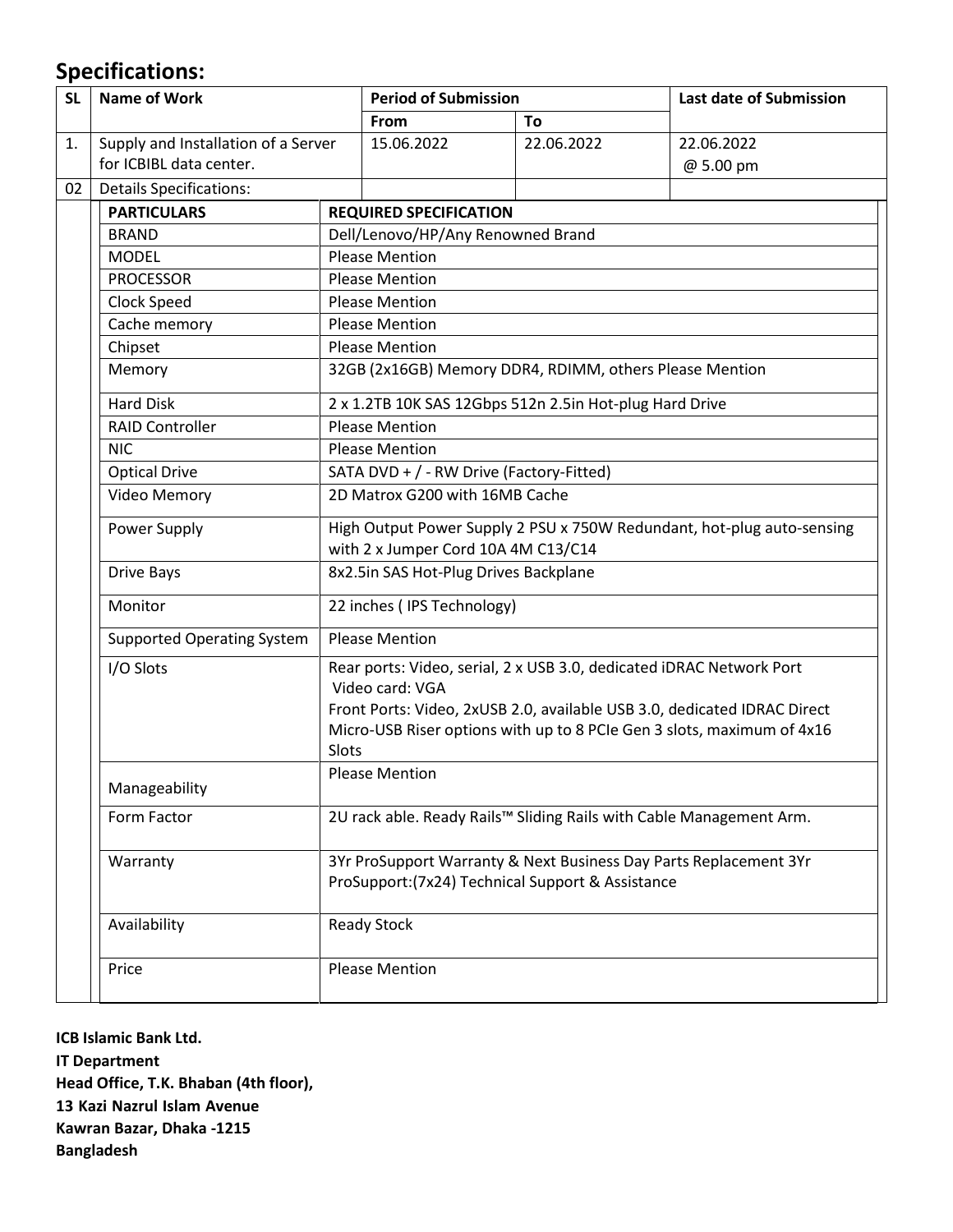## Specifications:

| SL | Name of Work | Period of Submission | | Last date of Submission |
|---|---|---|---|---|
| | | From | To | |
| 1. | Supply and Installation of a Server for ICBIBL data center. | 15.06.2022 | 22.06.2022 | 22.06.2022 @ 5.00 pm |
| 02 | Details Specifications: | | | |

| PARTICULARS | REQUIRED SPECIFICATION |
|---|---|
| BRAND | Dell/Lenovo/HP/Any Renowned Brand |
| MODEL | Please Mention |
| PROCESSOR | Please Mention |
| Clock Speed | Please Mention |
| Cache memory | Please Mention |
| Chipset | Please Mention |
| Memory | 32GB (2x16GB) Memory DDR4, RDIMM, others Please Mention |
| Hard Disk | 2 x 1.2TB 10K SAS 12Gbps 512n 2.5in Hot-plug Hard Drive |
| RAID Controller | Please Mention |
| NIC | Please Mention |
| Optical Drive | SATA DVD + / - RW Drive (Factory-Fitted) |
| Video Memory | 2D Matrox G200 with 16MB Cache |
| Power Supply | High Output Power Supply 2 PSU x 750W Redundant, hot-plug auto-sensing with 2 x Jumper Cord 10A 4M C13/C14 |
| Drive Bays | 8x2.5in SAS Hot-Plug Drives Backplane |
| Monitor | 22 inches ( IPS Technology) |
| Supported Operating System | Please Mention |
| I/O Slots | Rear ports: Video, serial, 2 x USB 3.0, dedicated iDRAC Network Port<br>Video card: VGA<br>Front Ports: Video, 2xUSB 2.0, available USB 3.0, dedicated IDRAC Direct Micro-USB Riser options with up to 8 PCIe Gen 3 slots, maximum of 4x16 Slots |
| Manageability | Please Mention |
| Form Factor | 2U rack able. Ready Rails™ Sliding Rails with Cable Management Arm. |
| Warranty | 3Yr ProSupport Warranty & Next Business Day Parts Replacement 3Yr ProSupport:(7x24) Technical Support & Assistance |
| Availability | Ready Stock |
| Price | Please Mention |

**ICB Islamic Bank Ltd.**
**IT Department**
**Head Office, T.K. Bhaban (4th floor),**
**13 Kazi Nazrul Islam Avenue**
**Kawran Bazar, Dhaka -1215**
**Bangladesh**